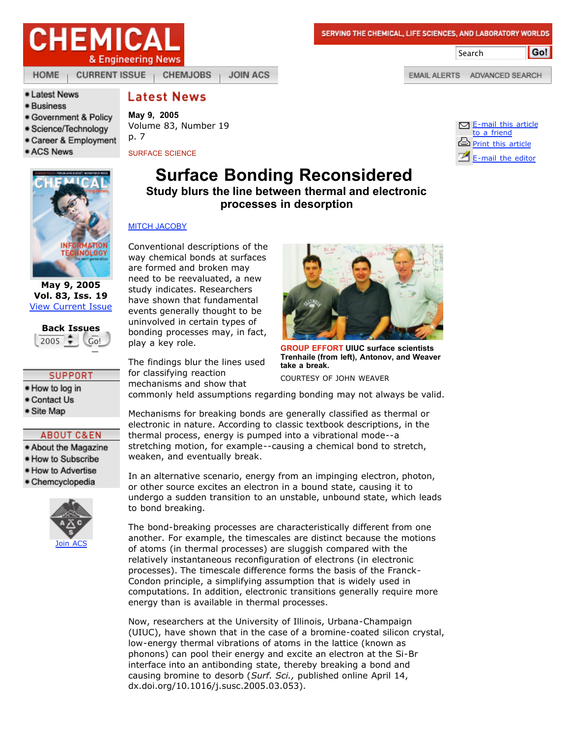## Latest News

**May 9, 2005**
Volume 83, Number 19
p. 7

SURFACE SCIENCE

# Surface Bonding Reconsidered

### Study blurs the line between thermal and electronic processes in desorption

MITCH JACOBY

Conventional descriptions of the way chemical bonds at surfaces are formed and broken may need to be reevaluated, a new study indicates. Researchers have shown that fundamental events generally thought to be uninvolved in certain types of bonding processes may, in fact, play a key role.

**GROUP EFFORT UIUC surface scientists Trenhaile (from left), Antonov, and Weaver take a break.**

COURTESY OF JOHN WEAVER

The findings blur the lines used for classifying reaction mechanisms and show that commonly held assumptions regarding bonding may not always be valid.

Mechanisms for breaking bonds are generally classified as thermal or electronic in nature. According to classic textbook descriptions, in the thermal process, energy is pumped into a vibrational mode--a stretching motion, for example--causing a chemical bond to stretch, weaken, and eventually break.

In an alternative scenario, energy from an impinging electron, photon, or other source excites an electron in a bound state, causing it to undergo a sudden transition to an unstable, unbound state, which leads to bond breaking.

The bond-breaking processes are characteristically different from one another. For example, the timescales are distinct because the motions of atoms (in thermal processes) are sluggish compared with the relatively instantaneous reconfiguration of electrons (in electronic processes). The timescale difference forms the basis of the Franck-Condon principle, a simplifying assumption that is widely used in computations. In addition, electronic transitions generally require more energy than is available in thermal processes.

Now, researchers at the University of Illinois, Urbana-Champaign (UIUC), have shown that in the case of a bromine-coated silicon crystal, low-energy thermal vibrations of atoms in the lattice (known as phonons) can pool their energy and excite an electron at the Si-Br interface into an antibonding state, thereby breaking a bond and causing bromine to desorb (*Surf. Sci.,* published online April 14, dx.doi.org/10.1016/j.susc.2005.03.053).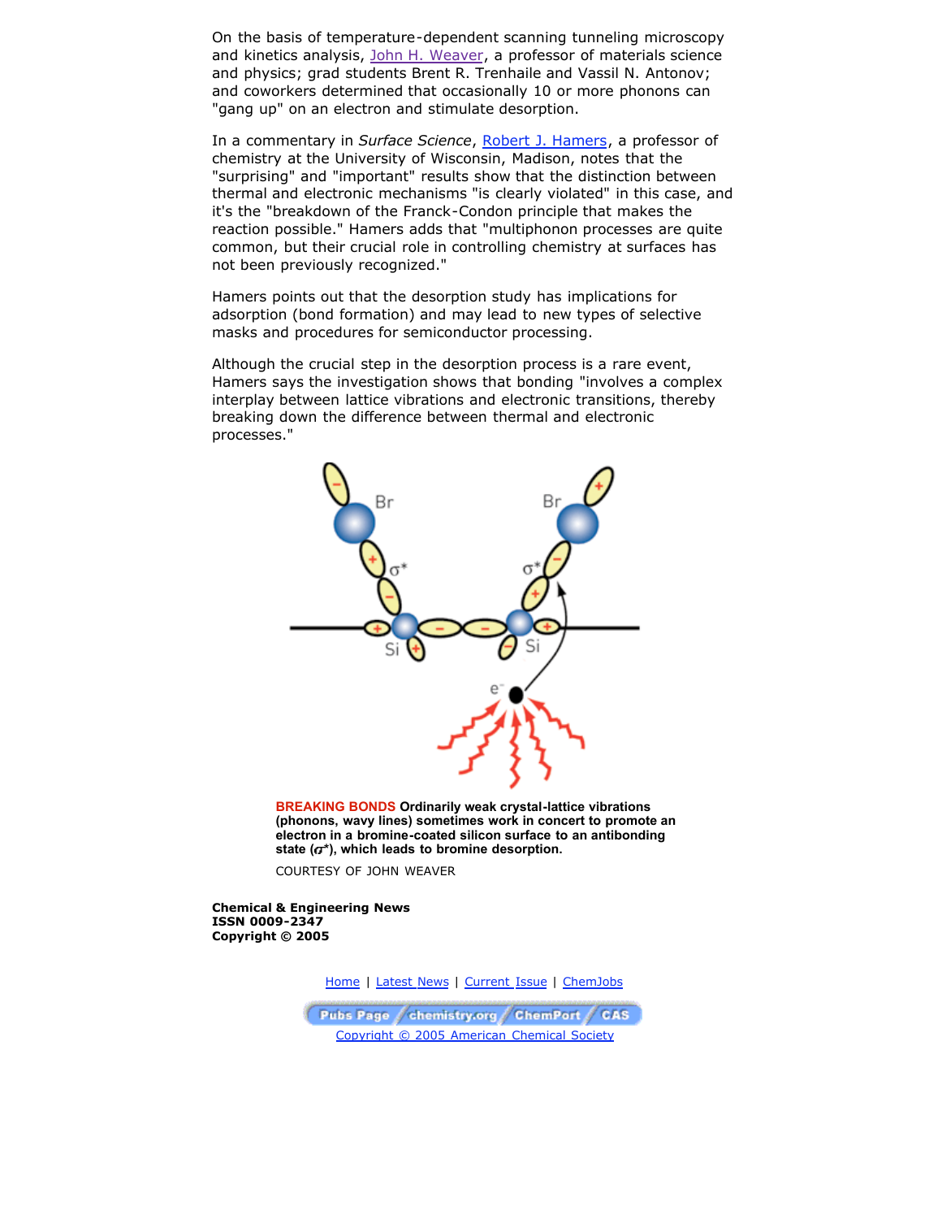On the basis of temperature-dependent scanning tunneling microscopy and kinetics analysis, John H. Weaver, a professor of materials science and physics; grad students Brent R. Trenhaile and Vassil N. Antonov; and coworkers determined that occasionally 10 or more phonons can "gang up" on an electron and stimulate desorption.

In a commentary in *Surface Science*, Robert J. Hamers, a professor of chemistry at the University of Wisconsin, Madison, notes that the "surprising" and "important" results show that the distinction between thermal and electronic mechanisms "is clearly violated" in this case, and it's the "breakdown of the Franck-Condon principle that makes the reaction possible." Hamers adds that "multiphonon processes are quite common, but their crucial role in controlling chemistry at surfaces has not been previously recognized."

Hamers points out that the desorption study has implications for adsorption (bond formation) and may lead to new types of selective masks and procedures for semiconductor processing.

Although the crucial step in the desorption process is a rare event, Hamers says the investigation shows that bonding "involves a complex interplay between lattice vibrations and electronic transitions, thereby breaking down the difference between thermal and electronic processes."

Br
Br
σ*
σ*
Si
Si
e⁻

**BREAKING BONDS Ordinarily weak crystal-lattice vibrations (phonons, wavy lines) sometimes work in concert to promote an electron in a bromine-coated silicon surface to an antibonding state ($\sigma^*$), which leads to bromine desorption.**

COURTESY OF JOHN WEAVER

**Chemical & Engineering News**
**ISSN 0009-2347**
**Copyright © 2005**

Home | Latest News | Current Issue | ChemJobs

Pubs Page / chemistry.org / ChemPort / CAS

Copyright © 2005 American Chemical Society